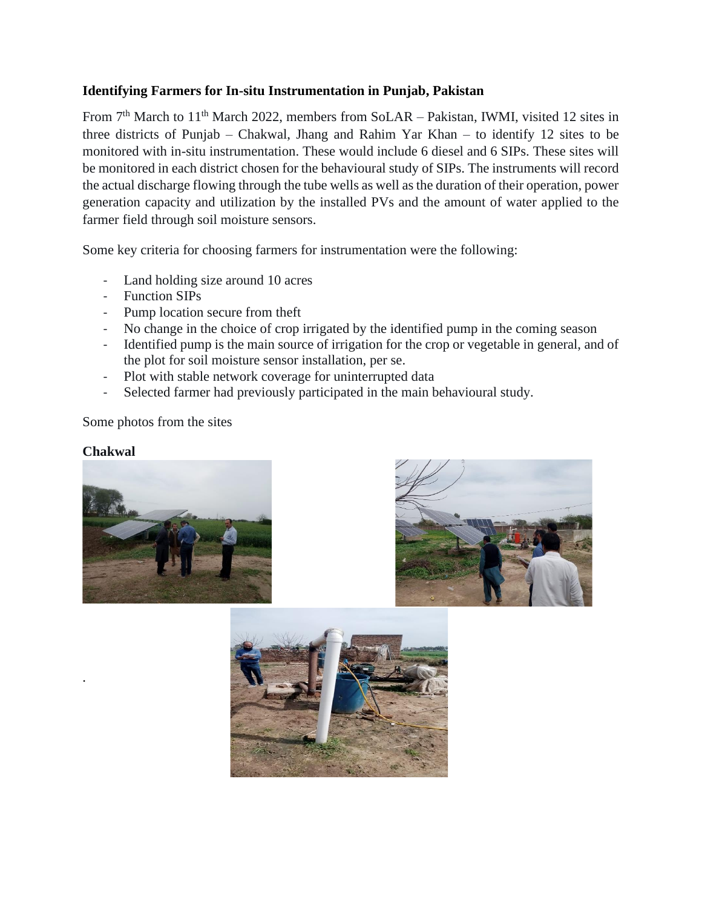**Identifying Farmers for In-situ Instrumentation in Punjab, Pakistan**

From 7th March to 11th March 2022, members from SoLAR – Pakistan, IWMI, visited 12 sites in three districts of Punjab – Chakwal, Jhang and Rahim Yar Khan – to identify 12 sites to be monitored with in-situ instrumentation. These would include 6 diesel and 6 SIPs. These sites will be monitored in each district chosen for the behavioural study of SIPs. The instruments will record the actual discharge flowing through the tube wells as well as the duration of their operation, power generation capacity and utilization by the installed PVs and the amount of water applied to the farmer field through soil moisture sensors.

Some key criteria for choosing farmers for instrumentation were the following:

- Land holding size around 10 acres
- Function SIPs
- Pump location secure from theft
- No change in the choice of crop irrigated by the identified pump in the coming season
- Identified pump is the main source of irrigation for the crop or vegetable in general, and of the plot for soil moisture sensor installation, per se.
- Plot with stable network coverage for uninterrupted data
- Selected farmer had previously participated in the main behavioural study.

Some photos from the sites

**Chakwal**

.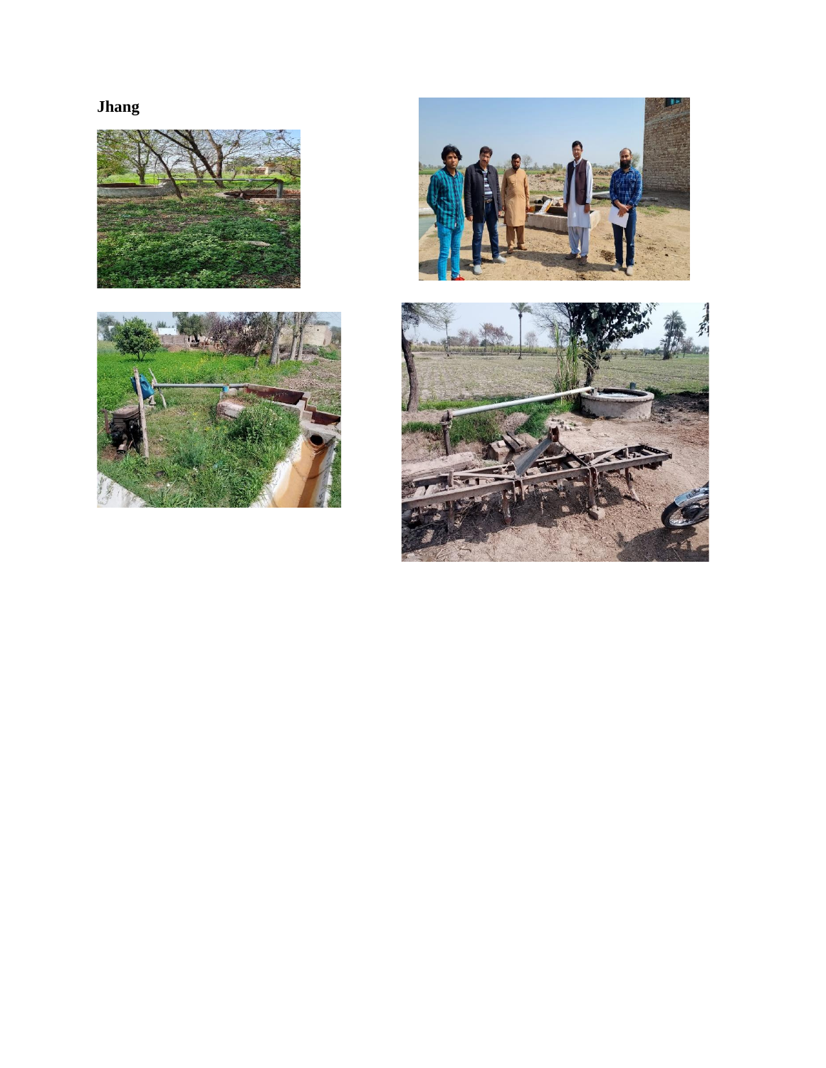**Jhang**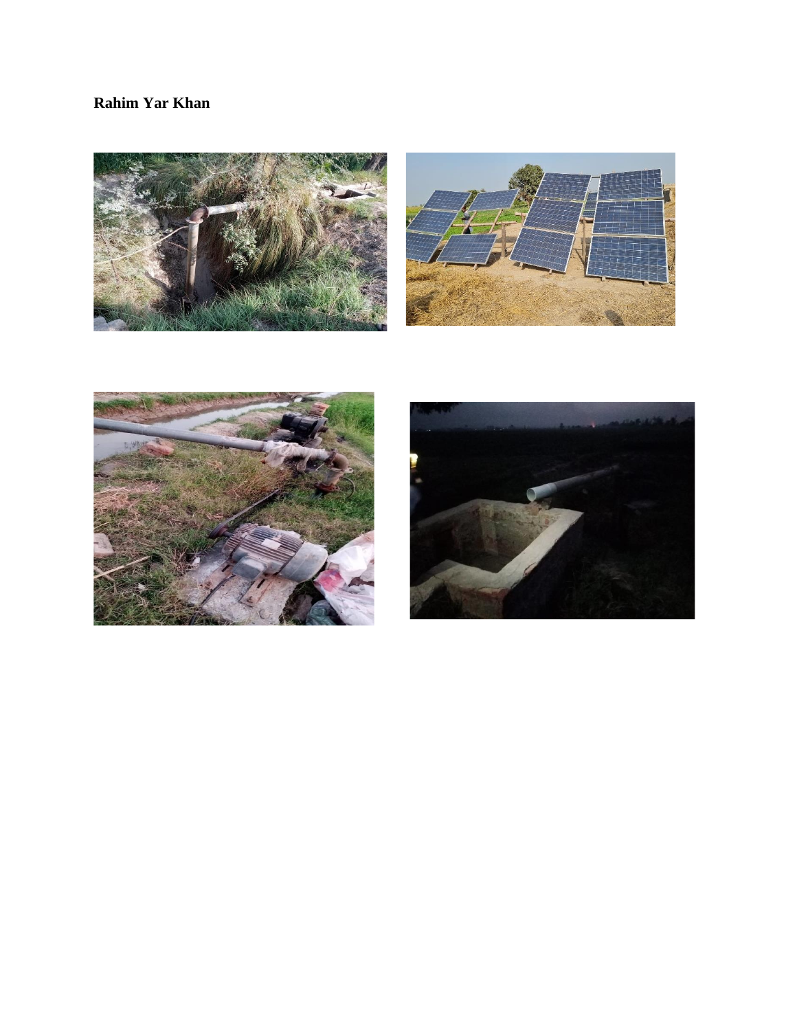**Rahim Yar Khan**